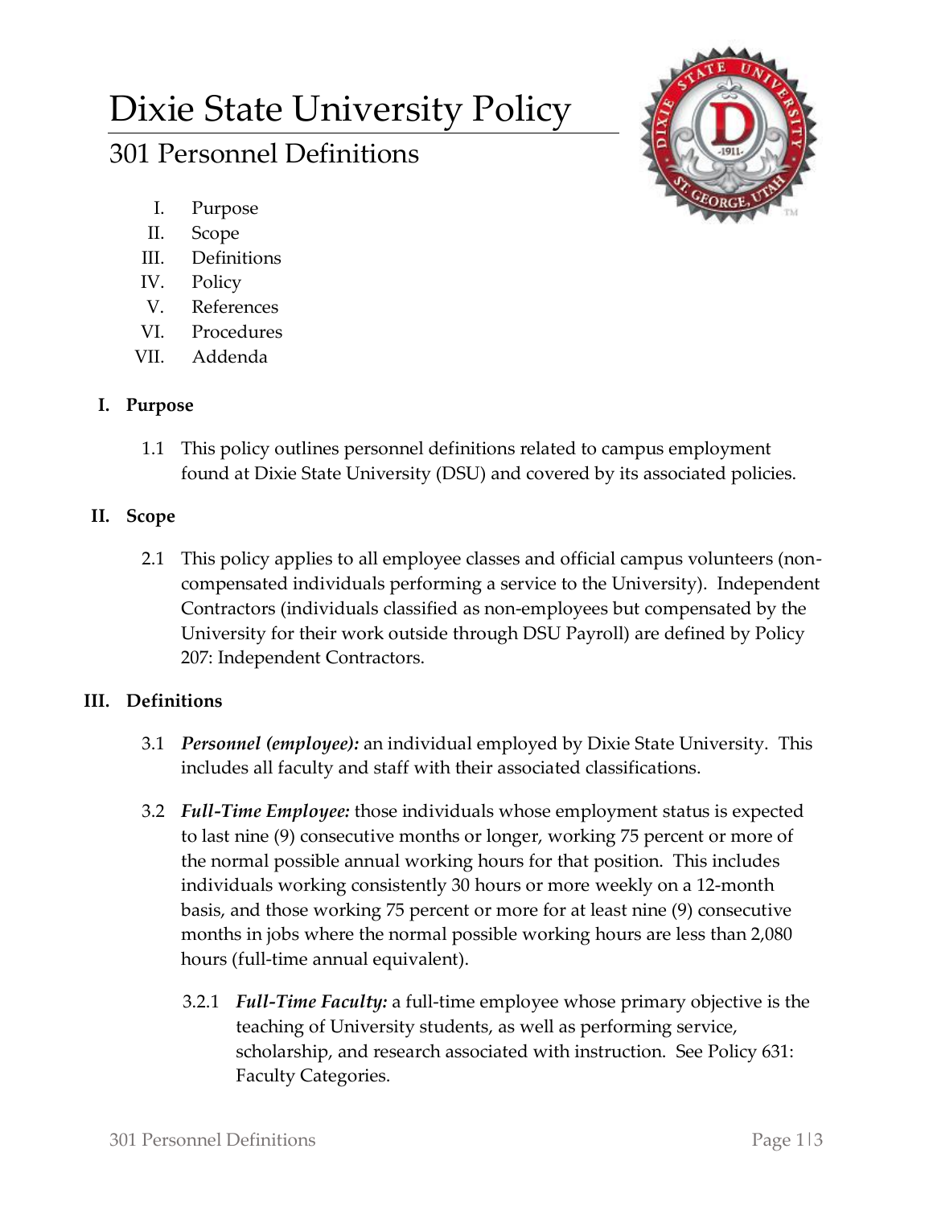# Dixie State University Policy

## 301 Personnel Definitions

I. Purpose
II. Scope
III. Definitions
IV. Policy
V. References
VI. Procedures
VII. Addenda

### I. Purpose

1.1 This policy outlines personnel definitions related to campus employment found at Dixie State University (DSU) and covered by its associated policies.

### II. Scope

2.1 This policy applies to all employee classes and official campus volunteers (non-compensated individuals performing a service to the University). Independent Contractors (individuals classified as non-employees but compensated by the University for their work outside through DSU Payroll) are defined by Policy 207: Independent Contractors.

### III. Definitions

3.1 ***Personnel (employee):*** an individual employed by Dixie State University. This includes all faculty and staff with their associated classifications.

3.2 ***Full-Time Employee:*** those individuals whose employment status is expected to last nine (9) consecutive months or longer, working 75 percent or more of the normal possible annual working hours for that position. This includes individuals working consistently 30 hours or more weekly on a 12-month basis, and those working 75 percent or more for at least nine (9) consecutive months in jobs where the normal possible working hours are less than 2,080 hours (full-time annual equivalent).

3.2.1 ***Full-Time Faculty:*** a full-time employee whose primary objective is the teaching of University students, as well as performing service, scholarship, and research associated with instruction. See Policy 631: Faculty Categories.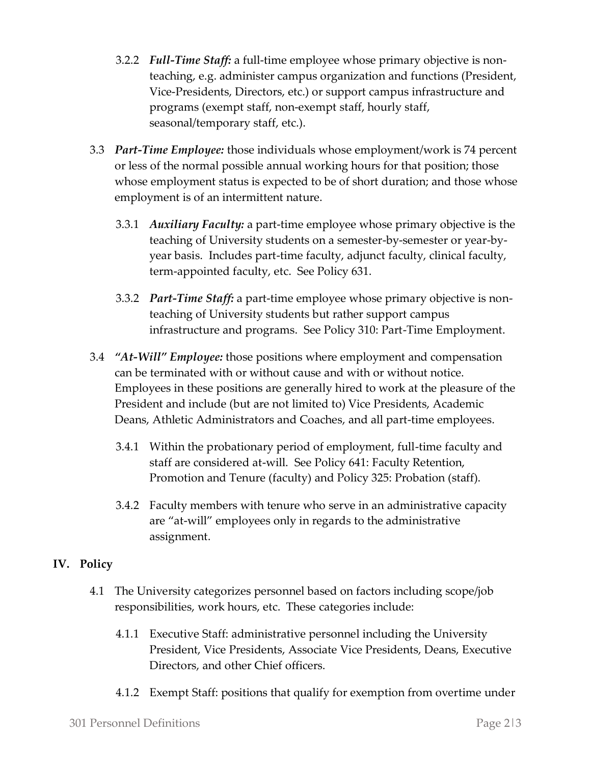3.2.2 ***Full-Time Staff:*** a full-time employee whose primary objective is non-teaching, e.g. administer campus organization and functions (President, Vice-Presidents, Directors, etc.) or support campus infrastructure and programs (exempt staff, non-exempt staff, hourly staff, seasonal/temporary staff, etc.).

3.3 ***Part-Time Employee:*** those individuals whose employment/work is 74 percent or less of the normal possible annual working hours for that position; those whose employment status is expected to be of short duration; and those whose employment is of an intermittent nature.

3.3.1 ***Auxiliary Faculty:*** a part-time employee whose primary objective is the teaching of University students on a semester-by-semester or year-by-year basis. Includes part-time faculty, adjunct faculty, clinical faculty, term-appointed faculty, etc. See Policy 631.

3.3.2 ***Part-Time Staff:*** a part-time employee whose primary objective is non-teaching of University students but rather support campus infrastructure and programs. See Policy 310: Part-Time Employment.

3.4 ***"At-Will" Employee:*** those positions where employment and compensation can be terminated with or without cause and with or without notice. Employees in these positions are generally hired to work at the pleasure of the President and include (but are not limited to) Vice Presidents, Academic Deans, Athletic Administrators and Coaches, and all part-time employees.

3.4.1 Within the probationary period of employment, full-time faculty and staff are considered at-will. See Policy 641: Faculty Retention, Promotion and Tenure (faculty) and Policy 325: Probation (staff).

3.4.2 Faculty members with tenure who serve in an administrative capacity are "at-will" employees only in regards to the administrative assignment.

## IV. Policy

4.1 The University categorizes personnel based on factors including scope/job responsibilities, work hours, etc. These categories include:

4.1.1 Executive Staff: administrative personnel including the University President, Vice Presidents, Associate Vice Presidents, Deans, Executive Directors, and other Chief officers.

4.1.2 Exempt Staff: positions that qualify for exemption from overtime under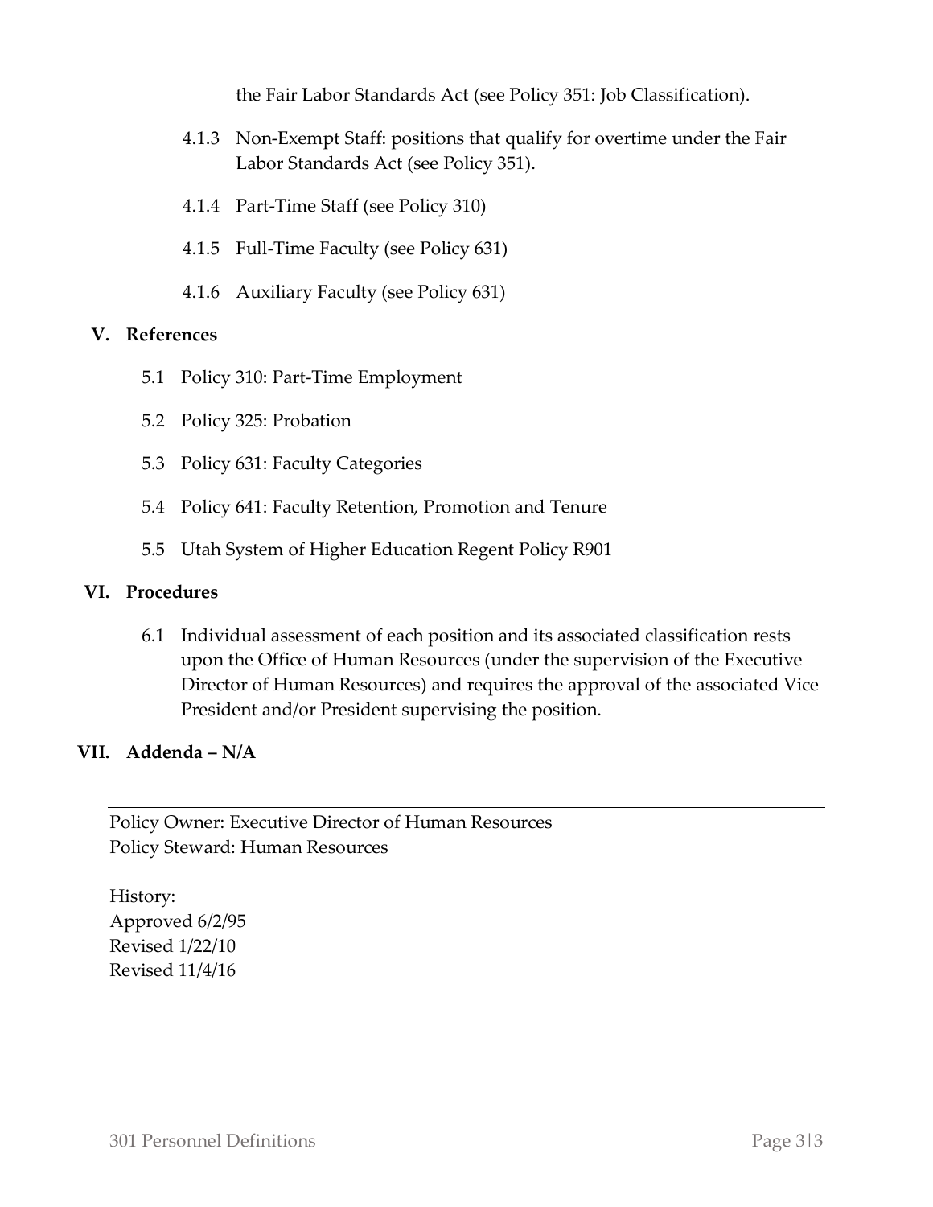the Fair Labor Standards Act (see Policy 351: Job Classification).

4.1.3 Non-Exempt Staff: positions that qualify for overtime under the Fair Labor Standards Act (see Policy 351).

4.1.4 Part-Time Staff (see Policy 310)

4.1.5 Full-Time Faculty (see Policy 631)

4.1.6 Auxiliary Faculty (see Policy 631)

## V. References

5.1 Policy 310: Part-Time Employment

5.2 Policy 325: Probation

5.3 Policy 631: Faculty Categories

5.4 Policy 641: Faculty Retention, Promotion and Tenure

5.5 Utah System of Higher Education Regent Policy R901

## VI. Procedures

6.1 Individual assessment of each position and its associated classification rests upon the Office of Human Resources (under the supervision of the Executive Director of Human Resources) and requires the approval of the associated Vice President and/or President supervising the position.

## VII. Addenda – N/A

---

Policy Owner: Executive Director of Human Resources
Policy Steward: Human Resources

History:
Approved 6/2/95
Revised 1/22/10
Revised 11/4/16